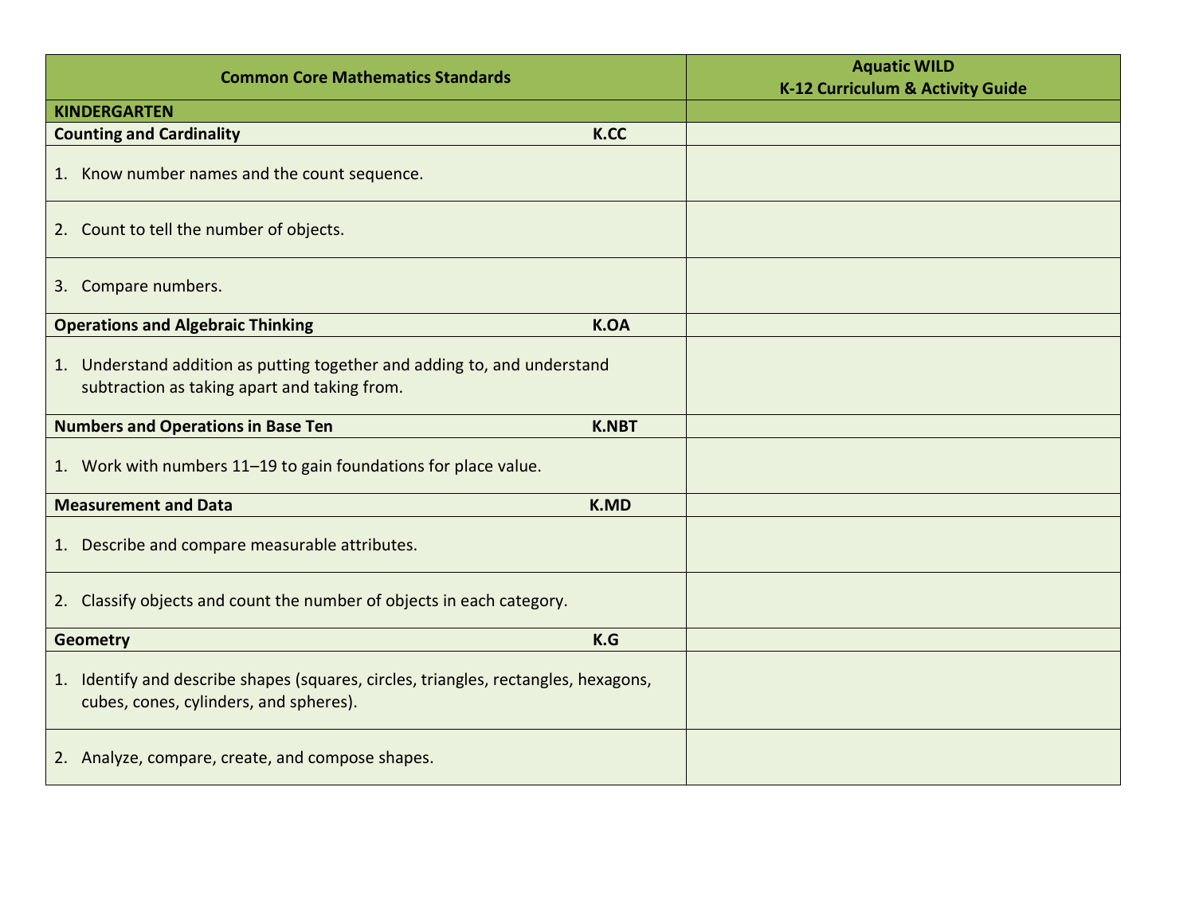| Common Core Mathematics Standards | Aquatic WILD K-12 Curriculum & Activity Guide |
| --- | --- |
| **KINDERGARTEN** | |
| **Counting and Cardinality K.CC** | |
| 1. Know number names and the count sequence. | |
| 2. Count to tell the number of objects. | |
| 3. Compare numbers. | |
| **Operations and Algebraic Thinking K.OA** | |
| 1. Understand addition as putting together and adding to, and understand subtraction as taking apart and taking from. | |
| **Numbers and Operations in Base Ten K.NBT** | |
| 1. Work with numbers 11–19 to gain foundations for place value. | |
| **Measurement and Data K.MD** | |
| 1. Describe and compare measurable attributes. | |
| 2. Classify objects and count the number of objects in each category. | |
| **Geometry K.G** | |
| 1. Identify and describe shapes (squares, circles, triangles, rectangles, hexagons, cubes, cones, cylinders, and spheres). | |
| 2. Analyze, compare, create, and compose shapes. | |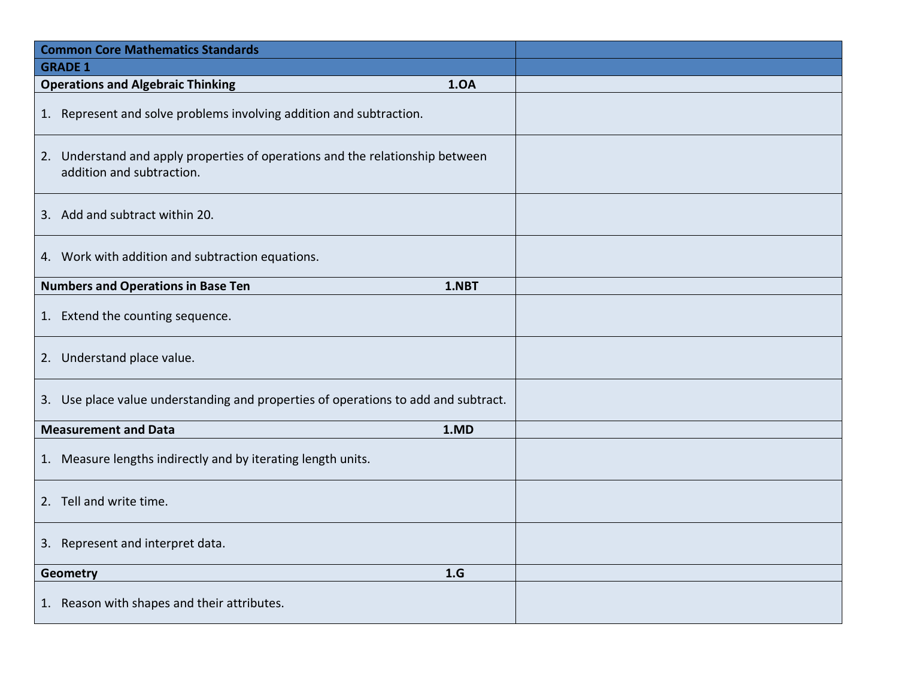| Common Core Mathematics Standards | |
|---|---|
| **GRADE 1** | |
| **Operations and Algebraic Thinking 1.OA** | |
| 1. Represent and solve problems involving addition and subtraction. | |
| 2. Understand and apply properties of operations and the relationship between addition and subtraction. | |
| 3. Add and subtract within 20. | |
| 4. Work with addition and subtraction equations. | |
| **Numbers and Operations in Base Ten 1.NBT** | |
| 1. Extend the counting sequence. | |
| 2. Understand place value. | |
| 3. Use place value understanding and properties of operations to add and subtract. | |
| **Measurement and Data 1.MD** | |
| 1. Measure lengths indirectly and by iterating length units. | |
| 2. Tell and write time. | |
| 3. Represent and interpret data. | |
| **Geometry 1.G** | |
| 1. Reason with shapes and their attributes. | |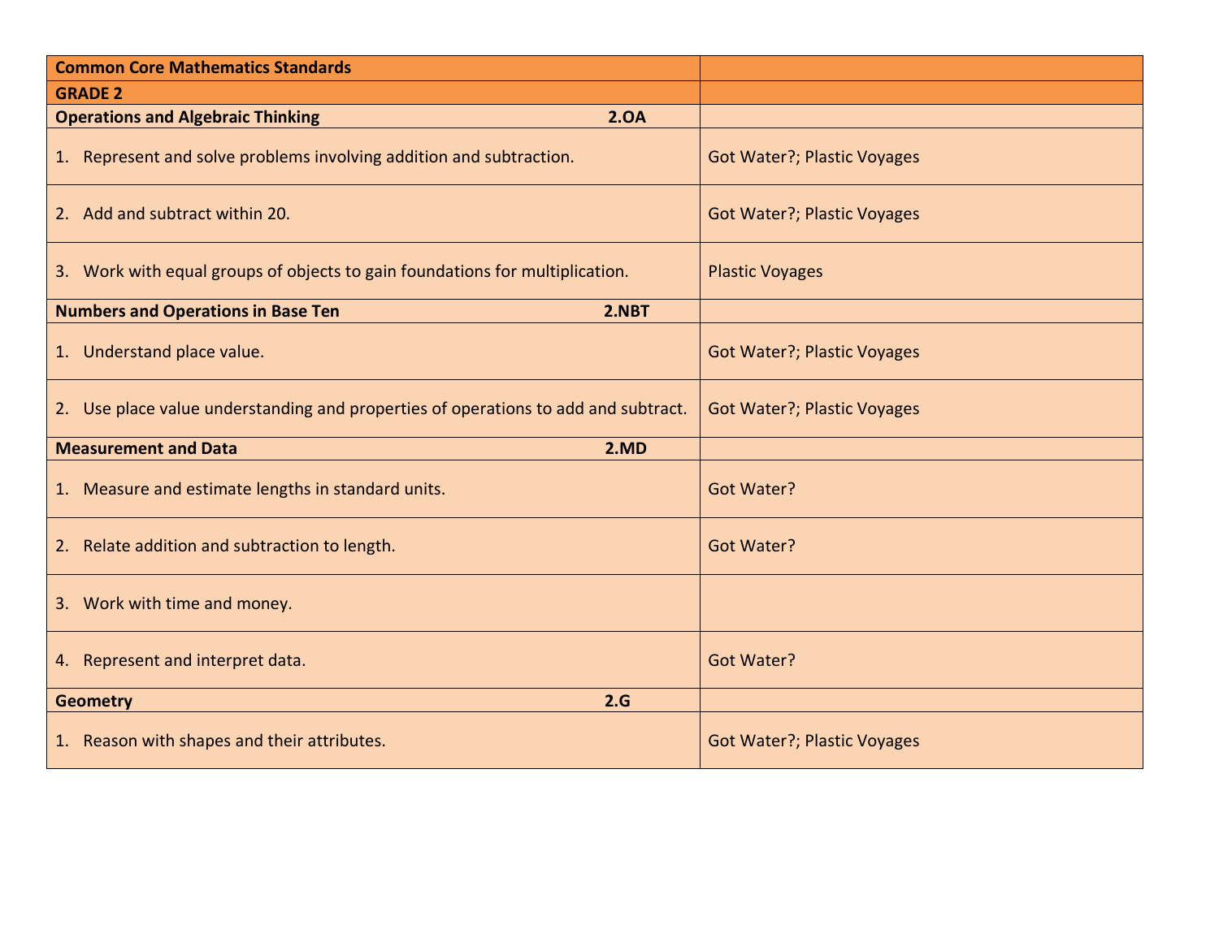| Common Core Mathematics Standards | |
|---|---|
| **GRADE 2** | |
| **Operations and Algebraic Thinking 2.OA** | |
| 1. Represent and solve problems involving addition and subtraction. | Got Water?; Plastic Voyages |
| 2. Add and subtract within 20. | Got Water?; Plastic Voyages |
| 3. Work with equal groups of objects to gain foundations for multiplication. | Plastic Voyages |
| **Numbers and Operations in Base Ten 2.NBT** | |
| 1. Understand place value. | Got Water?; Plastic Voyages |
| 2. Use place value understanding and properties of operations to add and subtract. | Got Water?; Plastic Voyages |
| **Measurement and Data 2.MD** | |
| 1. Measure and estimate lengths in standard units. | Got Water? |
| 2. Relate addition and subtraction to length. | Got Water? |
| 3. Work with time and money. | |
| 4. Represent and interpret data. | Got Water? |
| **Geometry 2.G** | |
| 1. Reason with shapes and their attributes. | Got Water?; Plastic Voyages |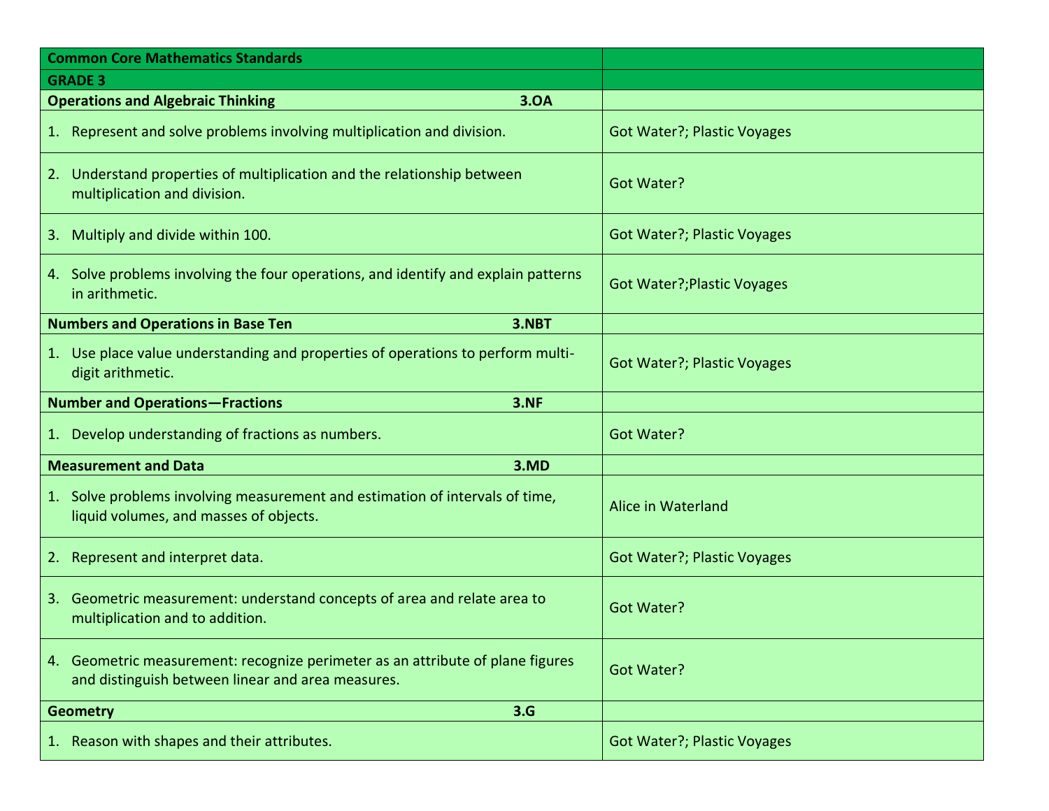| Common Core Mathematics Standards | |
| --- | --- |
| **GRADE 3** | |
| **Operations and Algebraic Thinking 3.OA** | |
| 1. Represent and solve problems involving multiplication and division. | Got Water?; Plastic Voyages |
| 2. Understand properties of multiplication and the relationship between multiplication and division. | Got Water? |
| 3. Multiply and divide within 100. | Got Water?; Plastic Voyages |
| 4. Solve problems involving the four operations, and identify and explain patterns in arithmetic. | Got Water?;Plastic Voyages |
| **Numbers and Operations in Base Ten 3.NBT** | |
| 1. Use place value understanding and properties of operations to perform multi-digit arithmetic. | Got Water?; Plastic Voyages |
| **Number and Operations—Fractions 3.NF** | |
| 1. Develop understanding of fractions as numbers. | Got Water? |
| **Measurement and Data 3.MD** | |
| 1. Solve problems involving measurement and estimation of intervals of time, liquid volumes, and masses of objects. | Alice in Waterland |
| 2. Represent and interpret data. | Got Water?; Plastic Voyages |
| 3. Geometric measurement: understand concepts of area and relate area to multiplication and to addition. | Got Water? |
| 4. Geometric measurement: recognize perimeter as an attribute of plane figures and distinguish between linear and area measures. | Got Water? |
| **Geometry 3.G** | |
| 1. Reason with shapes and their attributes. | Got Water?; Plastic Voyages |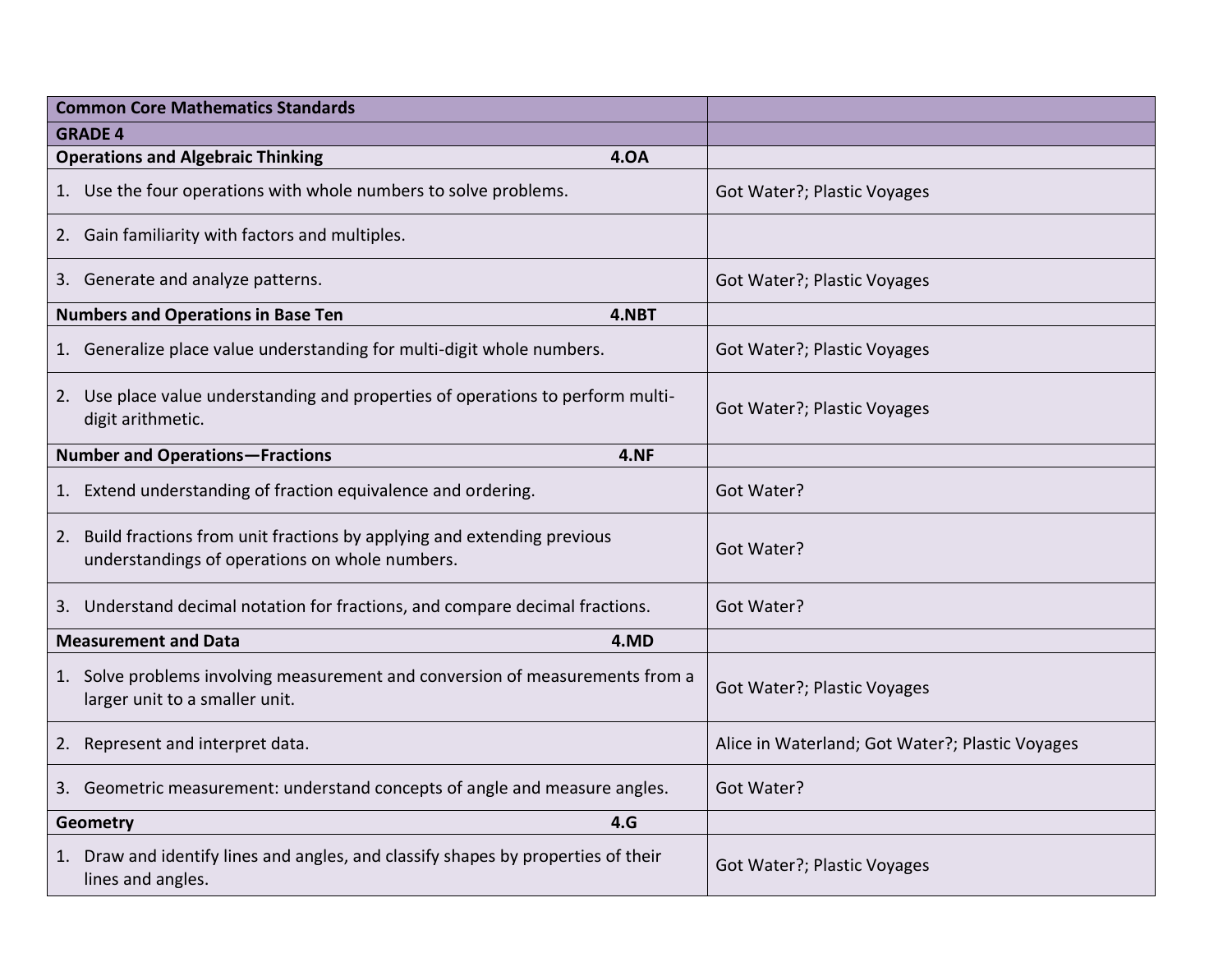| Common Core Mathematics Standards | |
|---|---|
| **GRADE 4** | |
| **Operations and Algebraic Thinking 4.OA** | |
| 1. Use the four operations with whole numbers to solve problems. | Got Water?; Plastic Voyages |
| 2. Gain familiarity with factors and multiples. | |
| 3. Generate and analyze patterns. | Got Water?; Plastic Voyages |
| **Numbers and Operations in Base Ten 4.NBT** | |
| 1. Generalize place value understanding for multi-digit whole numbers. | Got Water?; Plastic Voyages |
| 2. Use place value understanding and properties of operations to perform multi-digit arithmetic. | Got Water?; Plastic Voyages |
| **Number and Operations—Fractions 4.NF** | |
| 1. Extend understanding of fraction equivalence and ordering. | Got Water? |
| 2. Build fractions from unit fractions by applying and extending previous understandings of operations on whole numbers. | Got Water? |
| 3. Understand decimal notation for fractions, and compare decimal fractions. | Got Water? |
| **Measurement and Data 4.MD** | |
| 1. Solve problems involving measurement and conversion of measurements from a larger unit to a smaller unit. | Got Water?; Plastic Voyages |
| 2. Represent and interpret data. | Alice in Waterland; Got Water?; Plastic Voyages |
| 3. Geometric measurement: understand concepts of angle and measure angles. | Got Water? |
| **Geometry 4.G** | |
| 1. Draw and identify lines and angles, and classify shapes by properties of their lines and angles. | Got Water?; Plastic Voyages |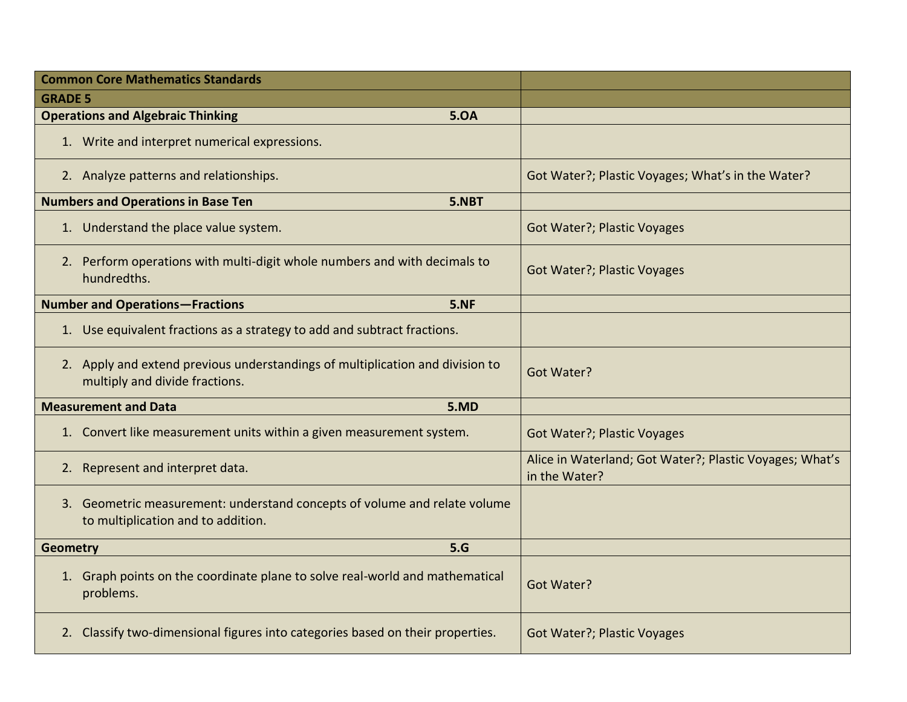| Common Core Mathematics Standards | |
|---|---|
| **GRADE 5** | |
| **Operations and Algebraic Thinking 5.OA** | |
| 1. Write and interpret numerical expressions. | |
| 2. Analyze patterns and relationships. | Got Water?; Plastic Voyages; What's in the Water? |
| **Numbers and Operations in Base Ten 5.NBT** | |
| 1. Understand the place value system. | Got Water?; Plastic Voyages |
| 2. Perform operations with multi-digit whole numbers and with decimals to hundredths. | Got Water?; Plastic Voyages |
| **Number and Operations—Fractions 5.NF** | |
| 1. Use equivalent fractions as a strategy to add and subtract fractions. | |
| 2. Apply and extend previous understandings of multiplication and division to multiply and divide fractions. | Got Water? |
| **Measurement and Data 5.MD** | |
| 1. Convert like measurement units within a given measurement system. | Got Water?; Plastic Voyages |
| 2. Represent and interpret data. | Alice in Waterland; Got Water?; Plastic Voyages; What's in the Water? |
| 3. Geometric measurement: understand concepts of volume and relate volume to multiplication and to addition. | |
| **Geometry 5.G** | |
| 1. Graph points on the coordinate plane to solve real-world and mathematical problems. | Got Water? |
| 2. Classify two-dimensional figures into categories based on their properties. | Got Water?; Plastic Voyages |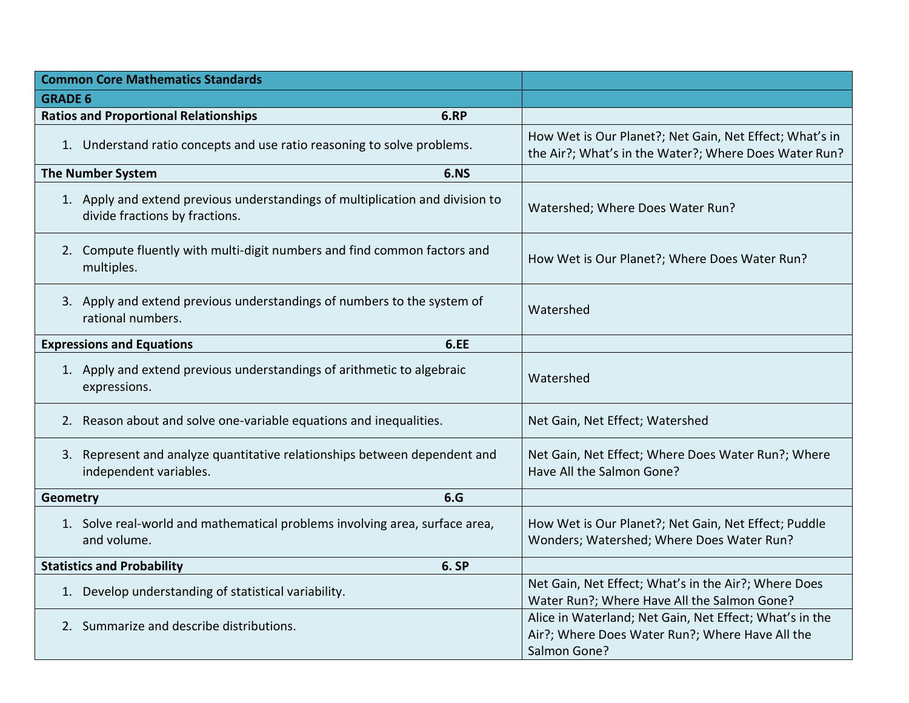| Common Core Mathematics Standards | |
| --- | --- |
| **GRADE 6** | |
| **Ratios and Proportional Relationships 6.RP** | |
| 1. Understand ratio concepts and use ratio reasoning to solve problems. | How Wet is Our Planet?; Net Gain, Net Effect; What's in the Air?; What's in the Water?; Where Does Water Run? |
| **The Number System 6.NS** | |
| 1. Apply and extend previous understandings of multiplication and division to divide fractions by fractions. | Watershed; Where Does Water Run? |
| 2. Compute fluently with multi-digit numbers and find common factors and multiples. | How Wet is Our Planet?; Where Does Water Run? |
| 3. Apply and extend previous understandings of numbers to the system of rational numbers. | Watershed |
| **Expressions and Equations 6.EE** | |
| 1. Apply and extend previous understandings of arithmetic to algebraic expressions. | Watershed |
| 2. Reason about and solve one-variable equations and inequalities. | Net Gain, Net Effect; Watershed |
| 3. Represent and analyze quantitative relationships between dependent and independent variables. | Net Gain, Net Effect; Where Does Water Run?; Where Have All the Salmon Gone? |
| **Geometry 6.G** | |
| 1. Solve real-world and mathematical problems involving area, surface area, and volume. | How Wet is Our Planet?; Net Gain, Net Effect; Puddle Wonders; Watershed; Where Does Water Run? |
| **Statistics and Probability 6. SP** | |
| 1. Develop understanding of statistical variability. | Net Gain, Net Effect; What's in the Air?; Where Does Water Run?; Where Have All the Salmon Gone? |
| 2. Summarize and describe distributions. | Alice in Waterland; Net Gain, Net Effect; What's in the Air?; Where Does Water Run?; Where Have All the Salmon Gone? |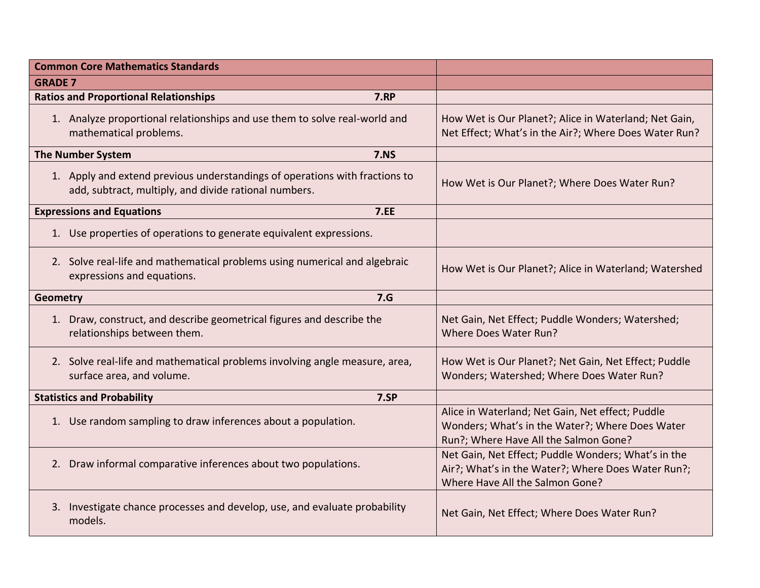| Common Core Mathematics Standards | |
|---|---|
| **GRADE 7** | |
| **Ratios and Proportional Relationships 7.RP** | |
| 1. Analyze proportional relationships and use them to solve real-world and mathematical problems. | How Wet is Our Planet?; Alice in Waterland; Net Gain, Net Effect; What's in the Air?; Where Does Water Run? |
| **The Number System 7.NS** | |
| 1. Apply and extend previous understandings of operations with fractions to add, subtract, multiply, and divide rational numbers. | How Wet is Our Planet?; Where Does Water Run? |
| **Expressions and Equations 7.EE** | |
| 1. Use properties of operations to generate equivalent expressions. | |
| 2. Solve real-life and mathematical problems using numerical and algebraic expressions and equations. | How Wet is Our Planet?; Alice in Waterland; Watershed |
| **Geometry 7.G** | |
| 1. Draw, construct, and describe geometrical figures and describe the relationships between them. | Net Gain, Net Effect; Puddle Wonders; Watershed; Where Does Water Run? |
| 2. Solve real-life and mathematical problems involving angle measure, area, surface area, and volume. | How Wet is Our Planet?; Net Gain, Net Effect; Puddle Wonders; Watershed; Where Does Water Run? |
| **Statistics and Probability 7.SP** | |
| 1. Use random sampling to draw inferences about a population. | Alice in Waterland; Net Gain, Net effect; Puddle Wonders; What's in the Water?; Where Does Water Run?; Where Have All the Salmon Gone? |
| 2. Draw informal comparative inferences about two populations. | Net Gain, Net Effect; Puddle Wonders; What's in the Air?; What's in the Water?; Where Does Water Run?; Where Have All the Salmon Gone? |
| 3. Investigate chance processes and develop, use, and evaluate probability models. | Net Gain, Net Effect; Where Does Water Run? |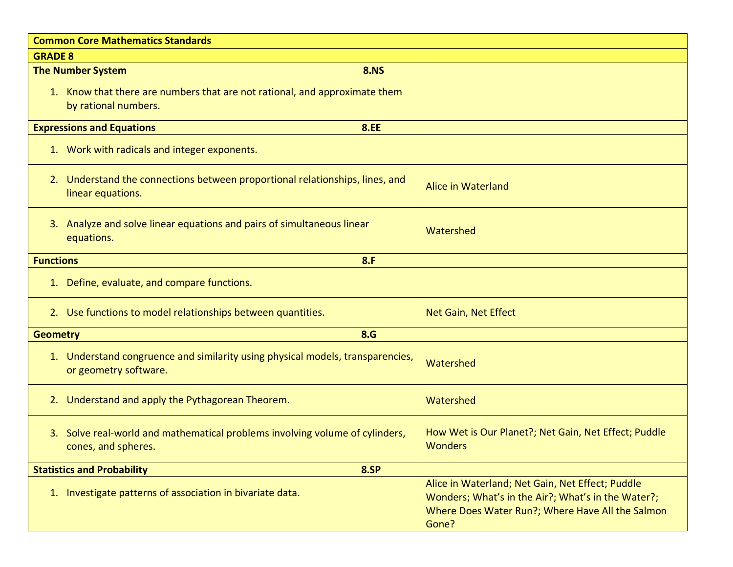| Common Core Mathematics Standards | |
|---|---|
| **GRADE 8** | |
| **The Number System 8.NS** | |
| 1. Know that there are numbers that are not rational, and approximate them by rational numbers. | |
| **Expressions and Equations 8.EE** | |
| 1. Work with radicals and integer exponents. | |
| 2. Understand the connections between proportional relationships, lines, and linear equations. | Alice in Waterland |
| 3. Analyze and solve linear equations and pairs of simultaneous linear equations. | Watershed |
| **Functions 8.F** | |
| 1. Define, evaluate, and compare functions. | |
| 2. Use functions to model relationships between quantities. | Net Gain, Net Effect |
| **Geometry 8.G** | |
| 1. Understand congruence and similarity using physical models, transparencies, or geometry software. | Watershed |
| 2. Understand and apply the Pythagorean Theorem. | Watershed |
| 3. Solve real-world and mathematical problems involving volume of cylinders, cones, and spheres. | How Wet is Our Planet?; Net Gain, Net Effect; Puddle Wonders |
| **Statistics and Probability 8.SP** | |
| 1. Investigate patterns of association in bivariate data. | Alice in Waterland; Net Gain, Net Effect; Puddle Wonders; What's in the Air?; What's in the Water?; Where Does Water Run?; Where Have All the Salmon Gone? |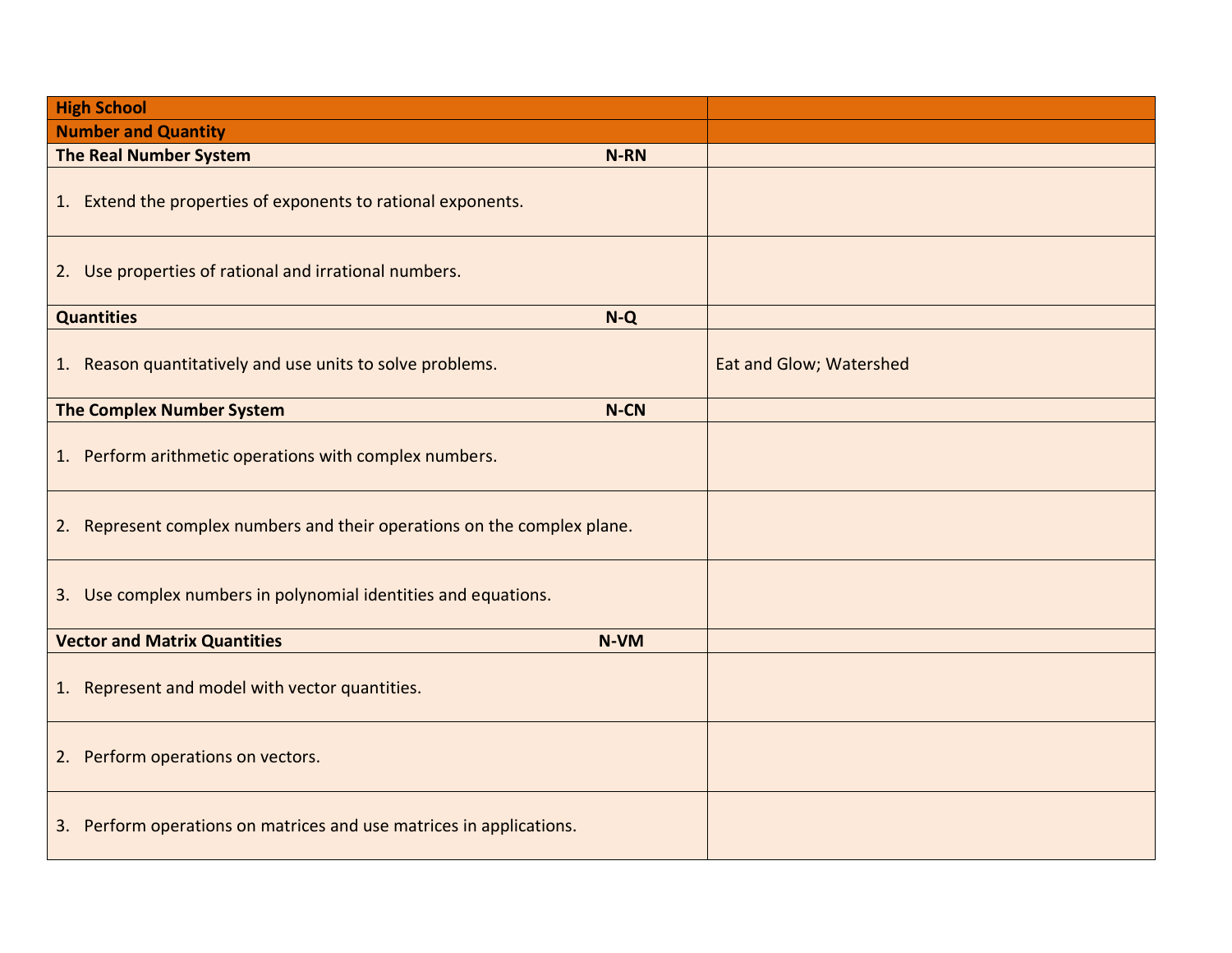| High School | |
|---|---|
| **Number and Quantity** | |
| **The Real Number System N-RN** | |
| 1. Extend the properties of exponents to rational exponents. | |
| 2. Use properties of rational and irrational numbers. | |
| **Quantities N-Q** | |
| 1. Reason quantitatively and use units to solve problems. | Eat and Glow; Watershed |
| **The Complex Number System N-CN** | |
| 1. Perform arithmetic operations with complex numbers. | |
| 2. Represent complex numbers and their operations on the complex plane. | |
| 3. Use complex numbers in polynomial identities and equations. | |
| **Vector and Matrix Quantities N-VM** | |
| 1. Represent and model with vector quantities. | |
| 2. Perform operations on vectors. | |
| 3. Perform operations on matrices and use matrices in applications. | |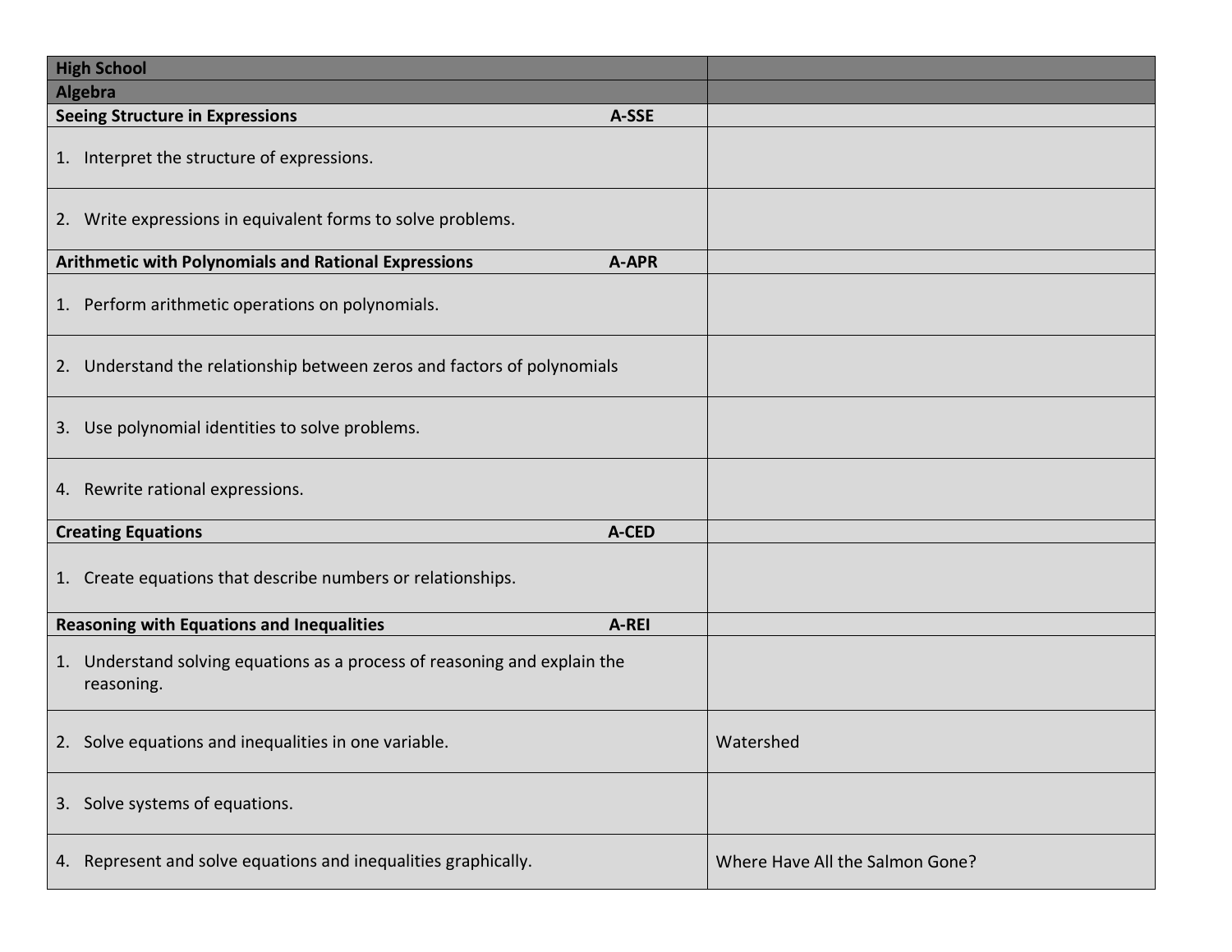| High School | |
|---|---|
| **Algebra** | |
| **Seeing Structure in Expressions** **A-SSE** | |
| 1. Interpret the structure of expressions. | |
| 2. Write expressions in equivalent forms to solve problems. | |
| **Arithmetic with Polynomials and Rational Expressions** **A-APR** | |
| 1. Perform arithmetic operations on polynomials. | |
| 2. Understand the relationship between zeros and factors of polynomials | |
| 3. Use polynomial identities to solve problems. | |
| 4. Rewrite rational expressions. | |
| **Creating Equations** **A-CED** | |
| 1. Create equations that describe numbers or relationships. | |
| **Reasoning with Equations and Inequalities** **A-REI** | |
| 1. Understand solving equations as a process of reasoning and explain the reasoning. | |
| 2. Solve equations and inequalities in one variable. | Watershed |
| 3. Solve systems of equations. | |
| 4. Represent and solve equations and inequalities graphically. | Where Have All the Salmon Gone? |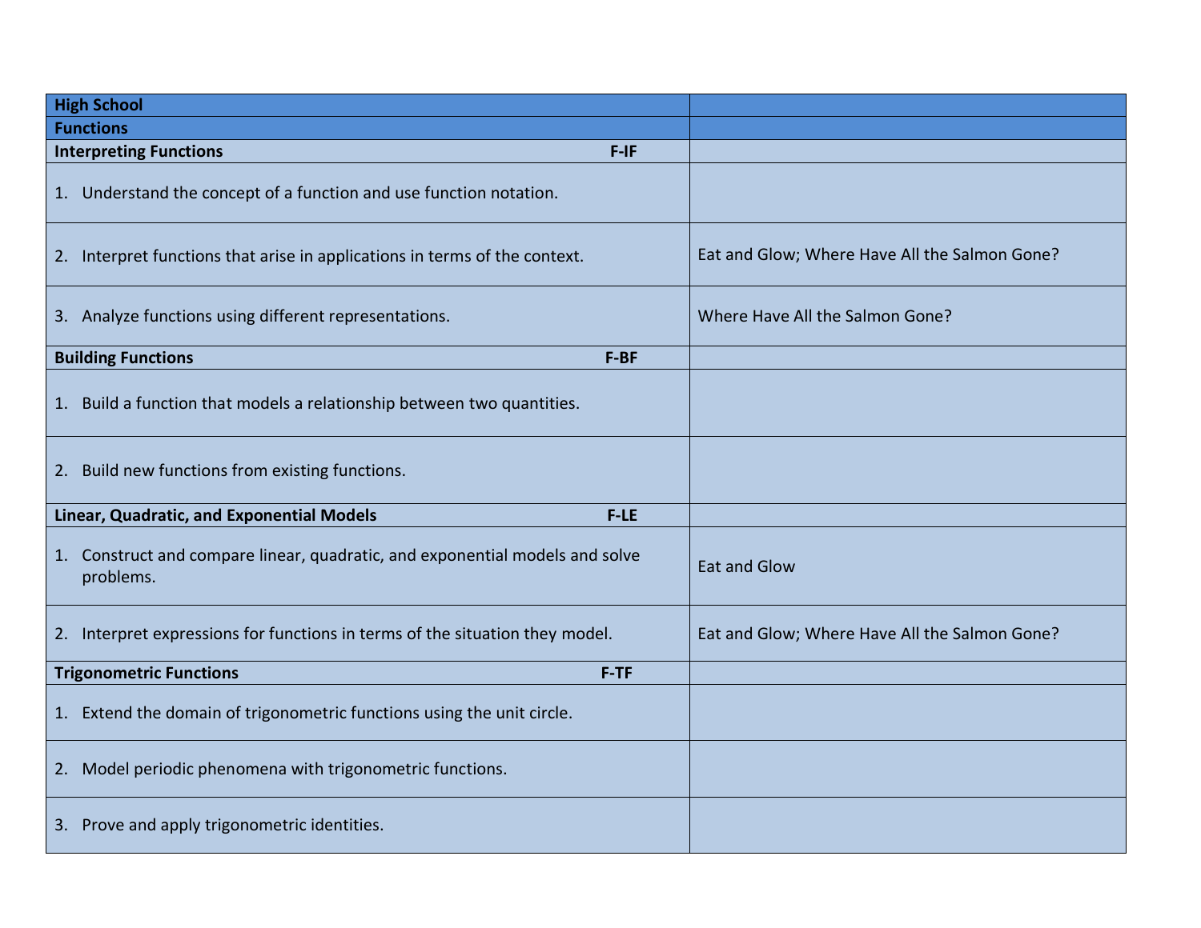| High School | |
|---|---|
| **Functions** | |
| **Interpreting Functions F-IF** | |
| 1. Understand the concept of a function and use function notation. | |
| 2. Interpret functions that arise in applications in terms of the context. | Eat and Glow; Where Have All the Salmon Gone? |
| 3. Analyze functions using different representations. | Where Have All the Salmon Gone? |
| **Building Functions F-BF** | |
| 1. Build a function that models a relationship between two quantities. | |
| 2. Build new functions from existing functions. | |
| **Linear, Quadratic, and Exponential Models F-LE** | |
| 1. Construct and compare linear, quadratic, and exponential models and solve problems. | Eat and Glow |
| 2. Interpret expressions for functions in terms of the situation they model. | Eat and Glow; Where Have All the Salmon Gone? |
| **Trigonometric Functions F-TF** | |
| 1. Extend the domain of trigonometric functions using the unit circle. | |
| 2. Model periodic phenomena with trigonometric functions. | |
| 3. Prove and apply trigonometric identities. | |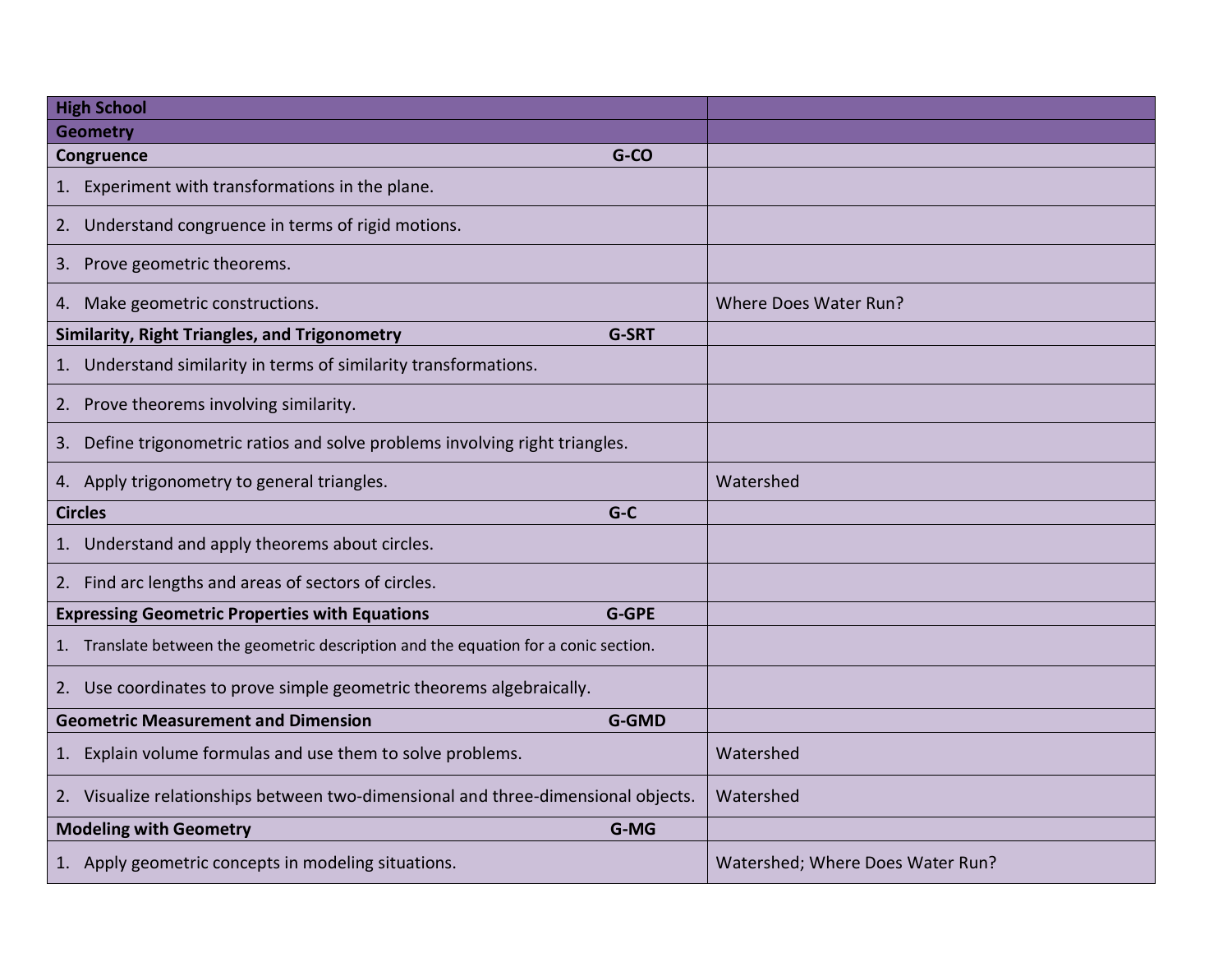| High School | |
|---|---|
| **Geometry** | |
| **Congruence G-CO** | |
| 1. Experiment with transformations in the plane. | |
| 2. Understand congruence in terms of rigid motions. | |
| 3. Prove geometric theorems. | |
| 4. Make geometric constructions. | Where Does Water Run? |
| **Similarity, Right Triangles, and Trigonometry G-SRT** | |
| 1. Understand similarity in terms of similarity transformations. | |
| 2. Prove theorems involving similarity. | |
| 3. Define trigonometric ratios and solve problems involving right triangles. | |
| 4. Apply trigonometry to general triangles. | Watershed |
| **Circles G-C** | |
| 1. Understand and apply theorems about circles. | |
| 2. Find arc lengths and areas of sectors of circles. | |
| **Expressing Geometric Properties with Equations G-GPE** | |
| 1. Translate between the geometric description and the equation for a conic section. | |
| 2. Use coordinates to prove simple geometric theorems algebraically. | |
| **Geometric Measurement and Dimension G-GMD** | |
| 1. Explain volume formulas and use them to solve problems. | Watershed |
| 2. Visualize relationships between two-dimensional and three-dimensional objects. | Watershed |
| **Modeling with Geometry G-MG** | |
| 1. Apply geometric concepts in modeling situations. | Watershed; Where Does Water Run? |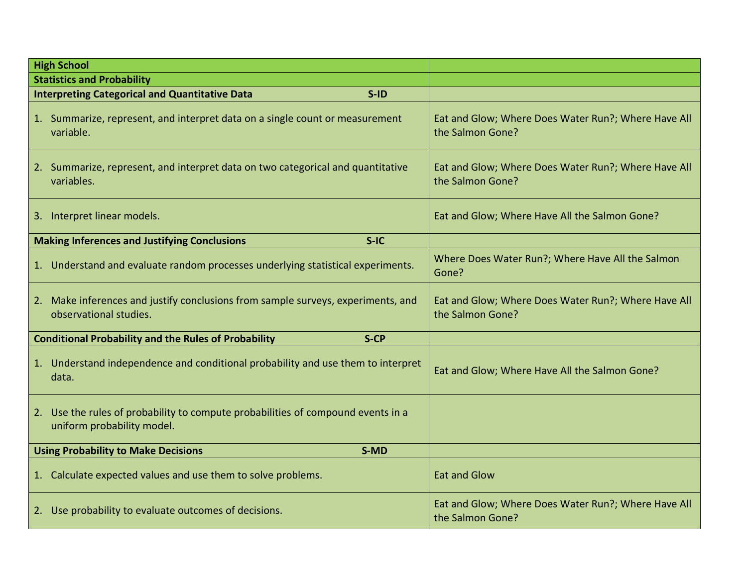| | |
|---|---|
| **High School** | |
| **Statistics and Probability** | |
| **Interpreting Categorical and Quantitative Data S-ID** | |
| 1. Summarize, represent, and interpret data on a single count or measurement variable. | Eat and Glow; Where Does Water Run?; Where Have All the Salmon Gone? |
| 2. Summarize, represent, and interpret data on two categorical and quantitative variables. | Eat and Glow; Where Does Water Run?; Where Have All the Salmon Gone? |
| 3. Interpret linear models. | Eat and Glow; Where Have All the Salmon Gone? |
| **Making Inferences and Justifying Conclusions S-IC** | |
| 1. Understand and evaluate random processes underlying statistical experiments. | Where Does Water Run?; Where Have All the Salmon Gone? |
| 2. Make inferences and justify conclusions from sample surveys, experiments, and observational studies. | Eat and Glow; Where Does Water Run?; Where Have All the Salmon Gone? |
| **Conditional Probability and the Rules of Probability S-CP** | |
| 1. Understand independence and conditional probability and use them to interpret data. | Eat and Glow; Where Have All the Salmon Gone? |
| 2. Use the rules of probability to compute probabilities of compound events in a uniform probability model. | |
| **Using Probability to Make Decisions S-MD** | |
| 1. Calculate expected values and use them to solve problems. | Eat and Glow |
| 2. Use probability to evaluate outcomes of decisions. | Eat and Glow; Where Does Water Run?; Where Have All the Salmon Gone? |